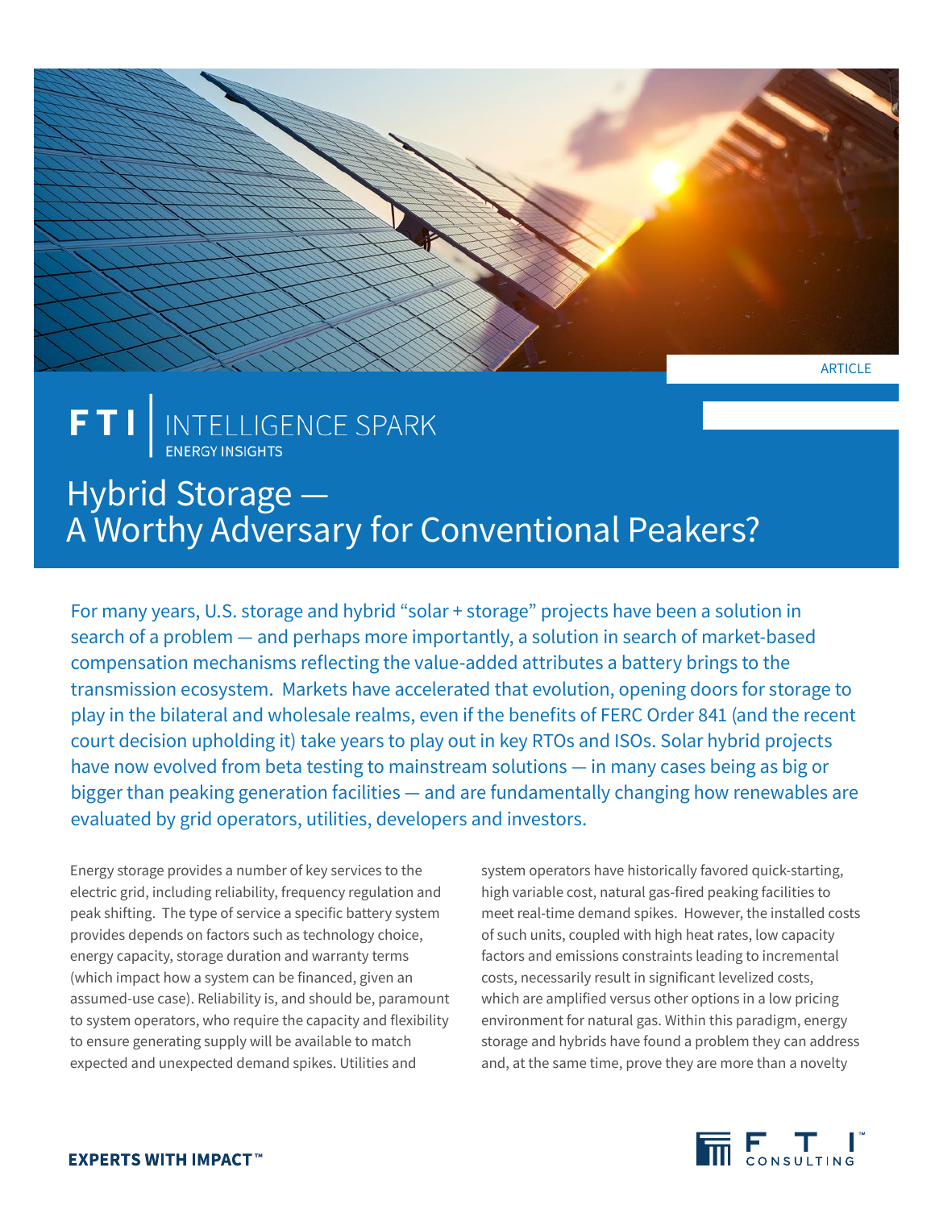ARTICLE

FTI | INTELLIGENCE SPARK
ENERGY INSIGHTS

# Hybrid Storage — A Worthy Adversary for Conventional Peakers?

For many years, U.S. storage and hybrid "solar + storage" projects have been a solution in search of a problem — and perhaps more importantly, a solution in search of market-based compensation mechanisms reflecting the value-added attributes a battery brings to the transmission ecosystem. Markets have accelerated that evolution, opening doors for storage to play in the bilateral and wholesale realms, even if the benefits of FERC Order 841 (and the recent court decision upholding it) take years to play out in key RTOs and ISOs. Solar hybrid projects have now evolved from beta testing to mainstream solutions — in many cases being as big or bigger than peaking generation facilities — and are fundamentally changing how renewables are evaluated by grid operators, utilities, developers and investors.

Energy storage provides a number of key services to the electric grid, including reliability, frequency regulation and peak shifting. The type of service a specific battery system provides depends on factors such as technology choice, energy capacity, storage duration and warranty terms (which impact how a system can be financed, given an assumed-use case). Reliability is, and should be, paramount to system operators, who require the capacity and flexibility to ensure generating supply will be available to match expected and unexpected demand spikes. Utilities and system operators have historically favored quick-starting, high variable cost, natural gas-fired peaking facilities to meet real-time demand spikes. However, the installed costs of such units, coupled with high heat rates, low capacity factors and emissions constraints leading to incremental costs, necessarily result in significant levelized costs, which are amplified versus other options in a low pricing environment for natural gas. Within this paradigm, energy storage and hybrids have found a problem they can address and, at the same time, prove they are more than a novelty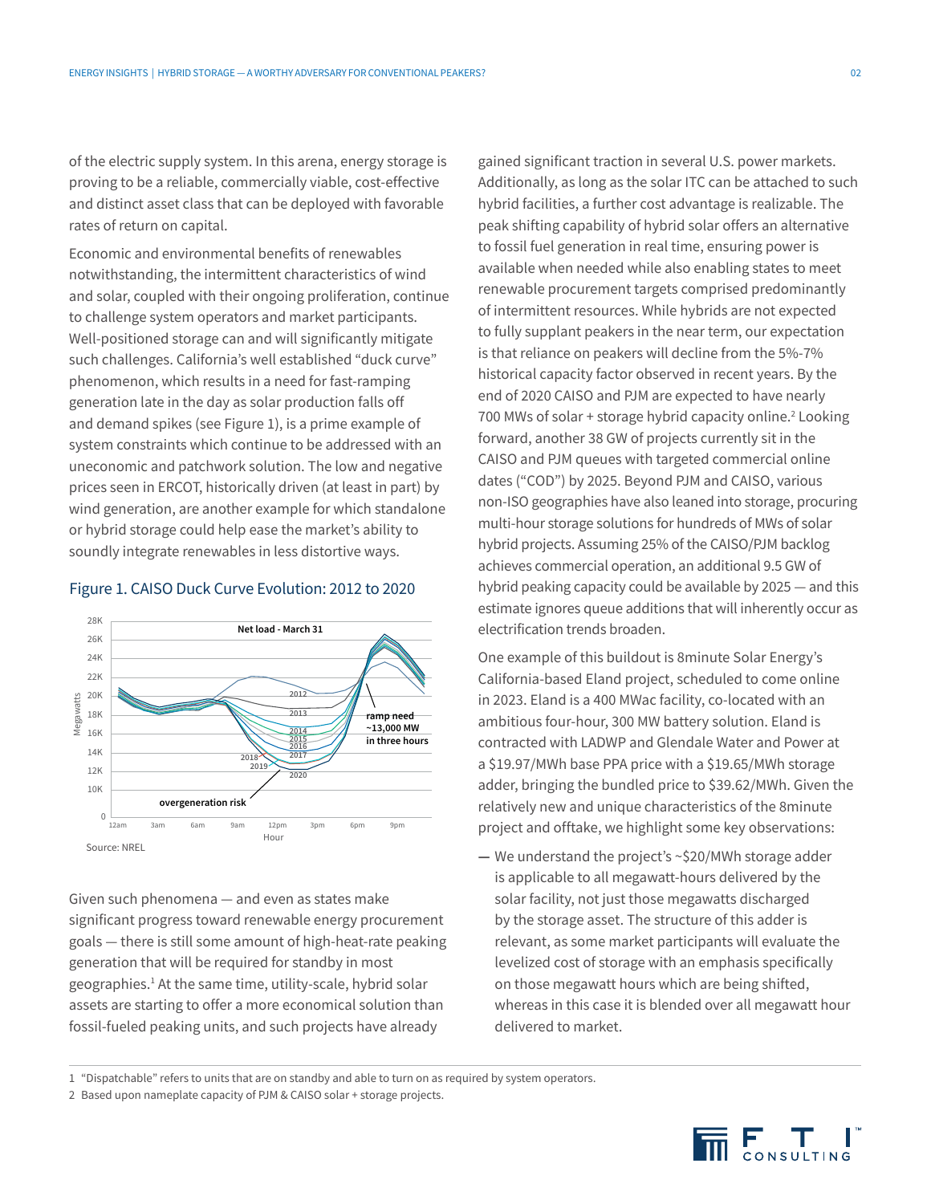of the electric supply system. In this arena, energy storage is proving to be a reliable, commercially viable, cost-effective and distinct asset class that can be deployed with favorable rates of return on capital.

Economic and environmental benefits of renewables notwithstanding, the intermittent characteristics of wind and solar, coupled with their ongoing proliferation, continue to challenge system operators and market participants. Well-positioned storage can and will significantly mitigate such challenges. California's well established "duck curve" phenomenon, which results in a need for fast-ramping generation late in the day as solar production falls off and demand spikes (see Figure 1), is a prime example of system constraints which continue to be addressed with an uneconomic and patchwork solution. The low and negative prices seen in ERCOT, historically driven (at least in part) by wind generation, are another example for which standalone or hybrid storage could help ease the market's ability to soundly integrate renewables in less distortive ways.

Figure 1. CAISO Duck Curve Evolution: 2012 to 2020

Source: NREL

Given such phenomena — and even as states make significant progress toward renewable energy procurement goals — there is still some amount of high-heat-rate peaking generation that will be required for standby in most geographies.[1] At the same time, utility-scale, hybrid solar assets are starting to offer a more economical solution than fossil-fueled peaking units, and such projects have already gained significant traction in several U.S. power markets. Additionally, as long as the solar ITC can be attached to such hybrid facilities, a further cost advantage is realizable. The peak shifting capability of hybrid solar offers an alternative to fossil fuel generation in real time, ensuring power is available when needed while also enabling states to meet renewable procurement targets comprised predominantly of intermittent resources. While hybrids are not expected to fully supplant peakers in the near term, our expectation is that reliance on peakers will decline from the 5%-7% historical capacity factor observed in recent years. By the end of 2020 CAISO and PJM are expected to have nearly 700 MWs of solar + storage hybrid capacity online.[2] Looking forward, another 38 GW of projects currently sit in the CAISO and PJM queues with targeted commercial online dates ("COD") by 2025. Beyond PJM and CAISO, various non-ISO geographies have also leaned into storage, procuring multi-hour storage solutions for hundreds of MWs of solar hybrid projects. Assuming 25% of the CAISO/PJM backlog achieves commercial operation, an additional 9.5 GW of hybrid peaking capacity could be available by 2025 — and this estimate ignores queue additions that will inherently occur as electrification trends broaden.

One example of this buildout is 8minute Solar Energy's California-based Eland project, scheduled to come online in 2023. Eland is a 400 MWac facility, co-located with an ambitious four-hour, 300 MW battery solution. Eland is contracted with LADWP and Glendale Water and Power at a $19.97/MWh base PPA price with a $19.65/MWh storage adder, bringing the bundled price to $39.62/MWh. Given the relatively new and unique characteristics of the 8minute project and offtake, we highlight some key observations:

- We understand the project's ~$20/MWh storage adder is applicable to all megawatt-hours delivered by the solar facility, not just those megawatts discharged by the storage asset. The structure of this adder is relevant, as some market participants will evaluate the levelized cost of storage with an emphasis specifically on those megawatt hours which are being shifted, whereas in this case it is blended over all megawatt hour delivered to market.

1 "Dispatchable" refers to units that are on standby and able to turn on as required by system operators.

2 Based upon nameplate capacity of PJM & CAISO solar + storage projects.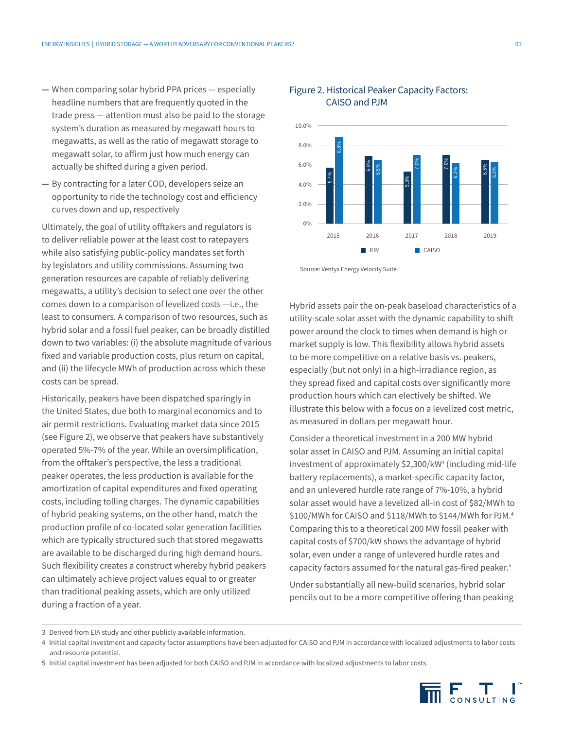- When comparing solar hybrid PPA prices — especially headline numbers that are frequently quoted in the trade press — attention must also be paid to the storage system's duration as measured by megawatt hours to megawatts, as well as the ratio of megawatt storage to megawatt solar, to affirm just how much energy can actually be shifted during a given period.
- By contracting for a later COD, developers seize an opportunity to ride the technology cost and efficiency curves down and up, respectively

Ultimately, the goal of utility offtakers and regulators is to deliver reliable power at the least cost to ratepayers while also satisfying public-policy mandates set forth by legislators and utility commissions. Assuming two generation resources are capable of reliably delivering megawatts, a utility's decision to select one over the other comes down to a comparison of levelized costs —i.e., the least to consumers. A comparison of two resources, such as hybrid solar and a fossil fuel peaker, can be broadly distilled down to two variables: (i) the absolute magnitude of various fixed and variable production costs, plus return on capital, and (ii) the lifecycle MWh of production across which these costs can be spread.

Historically, peakers have been dispatched sparingly in the United States, due both to marginal economics and to air permit restrictions. Evaluating market data since 2015 (see Figure 2), we observe that peakers have substantively operated 5%-7% of the year. While an oversimplification, from the offtaker's perspective, the less a traditional peaker operates, the less production is available for the amortization of capital expenditures and fixed operating costs, including tolling charges. The dynamic capabilities of hybrid peaking systems, on the other hand, match the production profile of co-located solar generation facilities which are typically structured such that stored megawatts are available to be discharged during high demand hours. Such flexibility creates a construct whereby hybrid peakers can ultimately achieve project values equal to or greater than traditional peaking assets, which are only utilized during a fraction of a year.

**Figure 2. Historical Peaker Capacity Factors: CAISO and PJM**

| Year | PJM | CAISO |
|---|---|---|
| 2015 | 5.7% | 8.8% |
| 2016 | 6.9% | 6.5% |
| 2017 | 5.3% | 7.0% |
| 2018 | 7.0% | 6.2% |
| 2019 | 6.5% | 6.3% |

Source: Ventyx Energy Velocity Suite

Hybrid assets pair the on-peak baseload characteristics of a utility-scale solar asset with the dynamic capability to shift power around the clock to times when demand is high or market supply is low. This flexibility allows hybrid assets to be more competitive on a relative basis vs. peakers, especially (but not only) in a high-irradiance region, as they spread fixed and capital costs over significantly more production hours which can electively be shifted. We illustrate this below with a focus on a levelized cost metric, as measured in dollars per megawatt hour.

Consider a theoretical investment in a 200 MW hybrid solar asset in CAISO and PJM. Assuming an initial capital investment of approximately $2,300/kW[3] (including mid-life battery replacements), a market-specific capacity factor, and an unlevered hurdle rate range of 7%-10%, a hybrid solar asset would have a levelized all-in cost of $82/MWh to $100/MWh for CAISO and $118/MWh to $144/MWh for PJM.[4] Comparing this to a theoretical 200 MW fossil peaker with capital costs of $700/kW shows the advantage of hybrid solar, even under a range of unlevered hurdle rates and capacity factors assumed for the natural gas-fired peaker.[5]

Under substantially all new-build scenarios, hybrid solar pencils out to be a more competitive offering than peaking

---

3 Derived from EIA study and other publicly available information.

4 Initial capital investment and capacity factor assumptions have been adjusted for CAISO and PJM in accordance with localized adjustments to labor costs and resource potential.

5 Initial capital investment has been adjusted for both CAISO and PJM in accordance with localized adjustments to labor costs.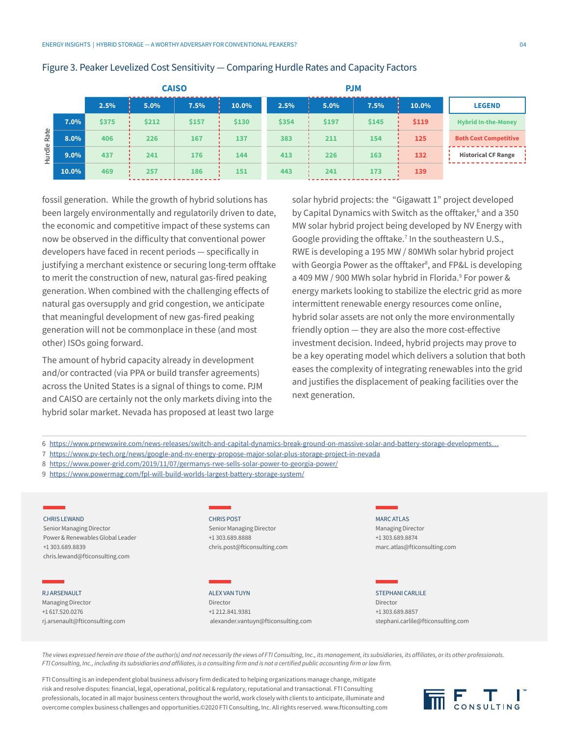Figure 3. Peaker Levelized Cost Sensitivity — Comparing Hurdle Rates and Capacity Factors

| Hurdle Rate | CAISO 2.5% | CAISO 5.0% | CAISO 7.5% | CAISO 10.0% | PJM 2.5% | PJM 5.0% | PJM 7.5% | PJM 10.0% |
|---|---|---|---|---|---|---|---|---|
| 7.0% | $375 | $212 | $157 | $130 | $354 | $197 | $145 | $119 |
| 8.0% | 406 | 226 | 167 | 137 | 383 | 211 | 154 | 125 |
| 9.0% | 437 | 241 | 176 | 144 | 413 | 226 | 163 | 132 |
| 10.0% | 469 | 257 | 186 | 151 | 443 | 241 | 173 | 139 |

LEGEND
Hybrid In-the-Money
Both Cost Competitive
Historical CF Range

fossil generation. While the growth of hybrid solutions has been largely environmentally and regulatorily driven to date, the economic and competitive impact of these systems can now be observed in the difficulty that conventional power developers have faced in recent periods — specifically in justifying a merchant existence or securing long-term offtake to merit the construction of new, natural gas-fired peaking generation. When combined with the challenging effects of natural gas oversupply and grid congestion, we anticipate that meaningful development of new gas-fired peaking generation will not be commonplace in these (and most other) ISOs going forward.

The amount of hybrid capacity already in development and/or contracted (via PPA or build transfer agreements) across the United States is a signal of things to come. PJM and CAISO are certainly not the only markets diving into the hybrid solar market. Nevada has proposed at least two large solar hybrid projects: the "Gigawatt 1" project developed by Capital Dynamics with Switch as the offtaker,[6] and a 350 MW solar hybrid project being developed by NV Energy with Google providing the offtake.[7] In the southeastern U.S., RWE is developing a 195 MW / 80MWh solar hybrid project with Georgia Power as the offtaker[8], and FP&L is developing a 409 MW / 900 MWh solar hybrid in Florida.[9] For power & energy markets looking to stabilize the electric grid as more intermittent renewable energy resources come online, hybrid solar assets are not only the more environmentally friendly option — they are also the more cost-effective investment decision. Indeed, hybrid projects may prove to be a key operating model which delivers a solution that both eases the complexity of integrating renewables into the grid and justifies the displacement of peaking facilities over the next generation.

6 https://www.prnewswire.com/news-releases/switch-and-capital-dynamics-break-ground-on-massive-solar-and-battery-storage-developments…
7 https://www.pv-tech.org/news/google-and-nv-energy-propose-major-solar-plus-storage-project-in-nevada
8 https://www.power-grid.com/2019/11/07/germanys-rwe-sells-solar-power-to-georgia-power/
9 https://www.powermag.com/fpl-will-build-worlds-largest-battery-storage-system/

CHRIS LEWAND
Senior Managing Director
Power & Renewables Global Leader
+1 303.689.8839
chris.lewand@fticonsulting.com

CHRIS POST
Senior Managing Director
+1 303.689.8888
chris.post@fticonsulting.com

MARC ATLAS
Managing Director
+1 303.689.8874
marc.atlas@fticonsulting.com

RJ ARSENAULT
Managing Director
+1 617.520.0276
rj.arsenault@fticonsulting.com

ALEX VAN TUYN
Director
+1 212.841.9381
alexander.vantuyn@fticonsulting.com

STEPHANI CARLILE
Director
+1 303.689.8857
stephani.carlile@fticonsulting.com

*The views expressed herein are those of the author(s) and not necessarily the views of FTI Consulting, Inc., its management, its subsidiaries, its affiliates, or its other professionals. FTI Consulting, Inc., including its subsidiaries and affiliates, is a consulting firm and is not a certified public accounting firm or law firm.*

FTI Consulting is an independent global business advisory firm dedicated to helping organizations manage change, mitigate risk and resolve disputes: financial, legal, operational, political & regulatory, reputational and transactional. FTI Consulting professionals, located in all major business centers throughout the world, work closely with clients to anticipate, illuminate and overcome complex business challenges and opportunities.©2020 FTI Consulting, Inc. All rights reserved. www.fticonsulting.com

FTI CONSULTING